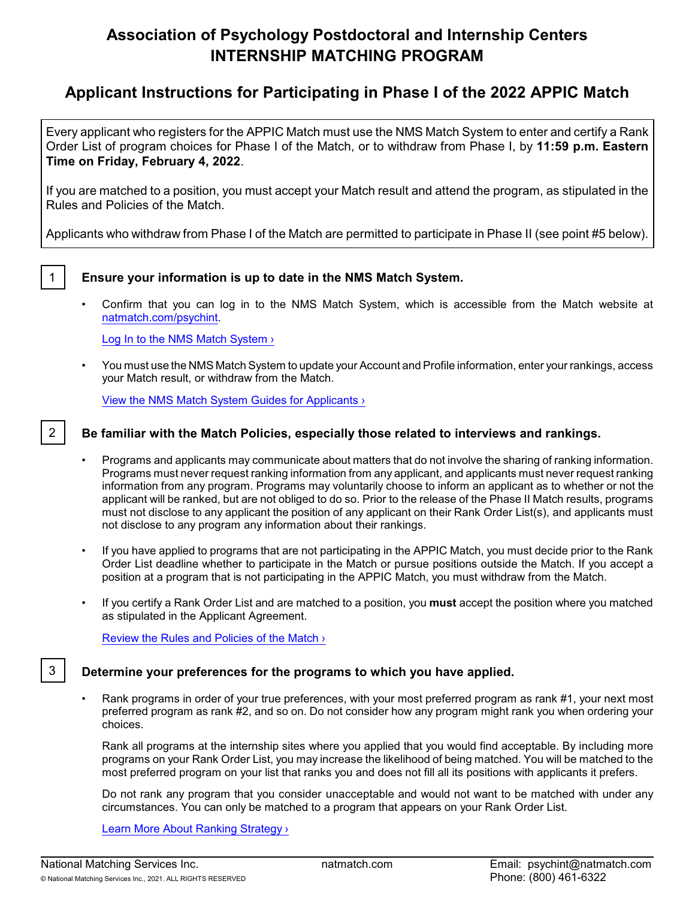# Association of Psychology Postdoctoral and Internship Centers
# INTERNSHIP MATCHING PROGRAM

## Applicant Instructions for Participating in Phase I of the 2022 APPIC Match

Every applicant who registers for the APPIC Match must use the NMS Match System to enter and certify a Rank Order List of program choices for Phase I of the Match, or to withdraw from Phase I, by **11:59 p.m. Eastern Time on Friday, February 4, 2022**.

If you are matched to a position, you must accept your Match result and attend the program, as stipulated in the Rules and Policies of the Match.

Applicants who withdraw from Phase I of the Match are permitted to participate in Phase II (see point #5 below).

### 1 Ensure your information is up to date in the NMS Match System.

- Confirm that you can log in to the NMS Match System, which is accessible from the Match website at natmatch.com/psychint.

  Log In to the NMS Match System ›

- You must use the NMS Match System to update your Account and Profile information, enter your rankings, access your Match result, or withdraw from the Match.

  View the NMS Match System Guides for Applicants ›

### 2 Be familiar with the Match Policies, especially those related to interviews and rankings.

- Programs and applicants may communicate about matters that do not involve the sharing of ranking information. Programs must never request ranking information from any applicant, and applicants must never request ranking information from any program. Programs may voluntarily choose to inform an applicant as to whether or not the applicant will be ranked, but are not obliged to do so. Prior to the release of the Phase II Match results, programs must not disclose to any applicant the position of any applicant on their Rank Order List(s), and applicants must not disclose to any program any information about their rankings.

- If you have applied to programs that are not participating in the APPIC Match, you must decide prior to the Rank Order List deadline whether to participate in the Match or pursue positions outside the Match. If you accept a position at a program that is not participating in the APPIC Match, you must withdraw from the Match.

- If you certify a Rank Order List and are matched to a position, you **must** accept the position where you matched as stipulated in the Applicant Agreement.

  Review the Rules and Policies of the Match ›

### 3 Determine your preferences for the programs to which you have applied.

- Rank programs in order of your true preferences, with your most preferred program as rank #1, your next most preferred program as rank #2, and so on. Do not consider how any program might rank you when ordering your choices.

  Rank all programs at the internship sites where you applied that you would find acceptable. By including more programs on your Rank Order List, you may increase the likelihood of being matched. You will be matched to the most preferred program on your list that ranks you and does not fill all its positions with applicants it prefers.

  Do not rank any program that you consider unacceptable and would not want to be matched with under any circumstances. You can only be matched to a program that appears on your Rank Order List.

  Learn More About Ranking Strategy ›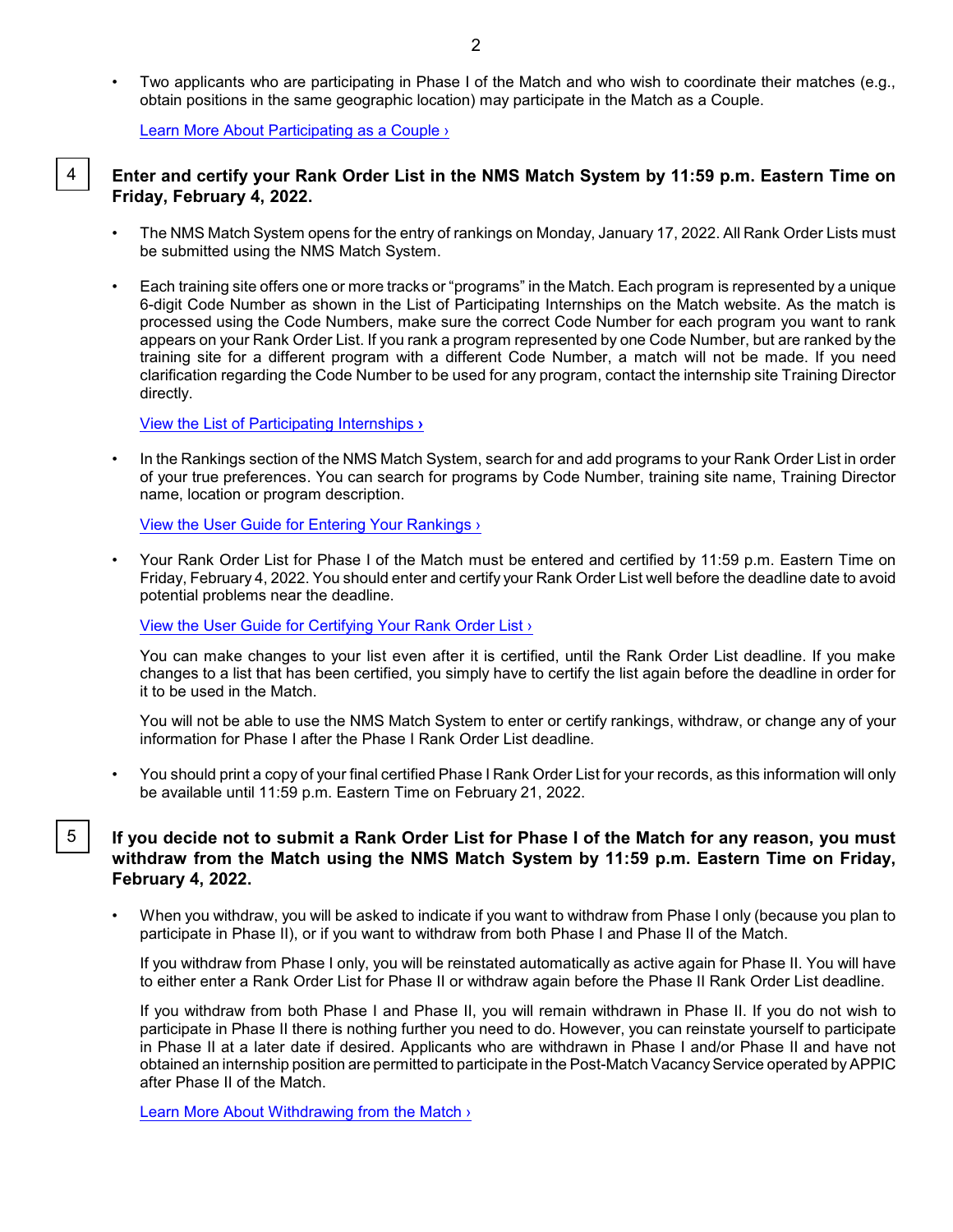- Two applicants who are participating in Phase I of the Match and who wish to coordinate their matches (e.g., obtain positions in the same geographic location) may participate in the Match as a Couple.

  Learn More About Participating as a Couple ›

## 4 Enter and certify your Rank Order List in the NMS Match System by 11:59 p.m. Eastern Time on Friday, February 4, 2022.

- The NMS Match System opens for the entry of rankings on Monday, January 17, 2022. All Rank Order Lists must be submitted using the NMS Match System.

- Each training site offers one or more tracks or "programs" in the Match. Each program is represented by a unique 6-digit Code Number as shown in the List of Participating Internships on the Match website. As the match is processed using the Code Numbers, make sure the correct Code Number for each program you want to rank appears on your Rank Order List. If you rank a program represented by one Code Number, but are ranked by the training site for a different program with a different Code Number, a match will not be made. If you need clarification regarding the Code Number to be used for any program, contact the internship site Training Director directly.

  View the List of Participating Internships ›

- In the Rankings section of the NMS Match System, search for and add programs to your Rank Order List in order of your true preferences. You can search for programs by Code Number, training site name, Training Director name, location or program description.

  View the User Guide for Entering Your Rankings ›

- Your Rank Order List for Phase I of the Match must be entered and certified by 11:59 p.m. Eastern Time on Friday, February 4, 2022. You should enter and certify your Rank Order List well before the deadline date to avoid potential problems near the deadline.

  View the User Guide for Certifying Your Rank Order List ›

  You can make changes to your list even after it is certified, until the Rank Order List deadline. If you make changes to a list that has been certified, you simply have to certify the list again before the deadline in order for it to be used in the Match.

  You will not be able to use the NMS Match System to enter or certify rankings, withdraw, or change any of your information for Phase I after the Phase I Rank Order List deadline.

- You should print a copy of your final certified Phase I Rank Order List for your records, as this information will only be available until 11:59 p.m. Eastern Time on February 21, 2022.

## 5 If you decide not to submit a Rank Order List for Phase I of the Match for any reason, you must withdraw from the Match using the NMS Match System by 11:59 p.m. Eastern Time on Friday, February 4, 2022.

- When you withdraw, you will be asked to indicate if you want to withdraw from Phase I only (because you plan to participate in Phase II), or if you want to withdraw from both Phase I and Phase II of the Match.

  If you withdraw from Phase I only, you will be reinstated automatically as active again for Phase II. You will have to either enter a Rank Order List for Phase II or withdraw again before the Phase II Rank Order List deadline.

  If you withdraw from both Phase I and Phase II, you will remain withdrawn in Phase II. If you do not wish to participate in Phase II there is nothing further you need to do. However, you can reinstate yourself to participate in Phase II at a later date if desired. Applicants who are withdrawn in Phase I and/or Phase II and have not obtained an internship position are permitted to participate in the Post-Match Vacancy Service operated by APPIC after Phase II of the Match.

  Learn More About Withdrawing from the Match ›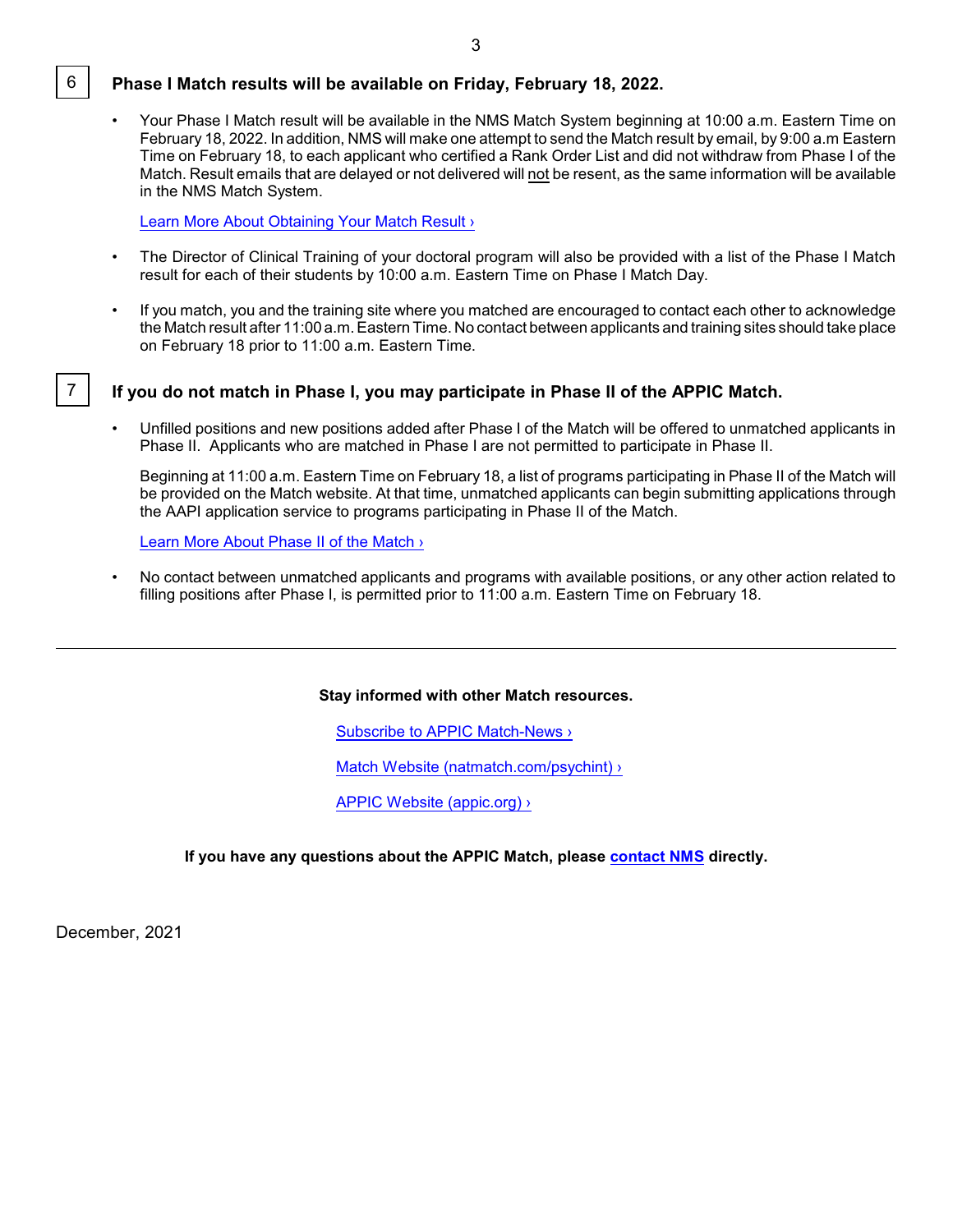## 6 Phase I Match results will be available on Friday, February 18, 2022.

- Your Phase I Match result will be available in the NMS Match System beginning at 10:00 a.m. Eastern Time on February 18, 2022. In addition, NMS will make one attempt to send the Match result by email, by 9:00 a.m Eastern Time on February 18, to each applicant who certified a Rank Order List and did not withdraw from Phase I of the Match. Result emails that are delayed or not delivered will not be resent, as the same information will be available in the NMS Match System.

  Learn More About Obtaining Your Match Result ›

- The Director of Clinical Training of your doctoral program will also be provided with a list of the Phase I Match result for each of their students by 10:00 a.m. Eastern Time on Phase I Match Day.

- If you match, you and the training site where you matched are encouraged to contact each other to acknowledge the Match result after 11:00 a.m. Eastern Time. No contact between applicants and training sites should take place on February 18 prior to 11:00 a.m. Eastern Time.

## 7 If you do not match in Phase I, you may participate in Phase II of the APPIC Match.

- Unfilled positions and new positions added after Phase I of the Match will be offered to unmatched applicants in Phase II. Applicants who are matched in Phase I are not permitted to participate in Phase II.

  Beginning at 11:00 a.m. Eastern Time on February 18, a list of programs participating in Phase II of the Match will be provided on the Match website. At that time, unmatched applicants can begin submitting applications through the AAPI application service to programs participating in Phase II of the Match.

  Learn More About Phase II of the Match ›

- No contact between unmatched applicants and programs with available positions, or any other action related to filling positions after Phase I, is permitted prior to 11:00 a.m. Eastern Time on February 18.

---

**Stay informed with other Match resources.**

Subscribe to APPIC Match-News ›

Match Website (natmatch.com/psychint) ›

APPIC Website (appic.org) ›

**If you have any questions about the APPIC Match, please contact NMS directly.**

December, 2021